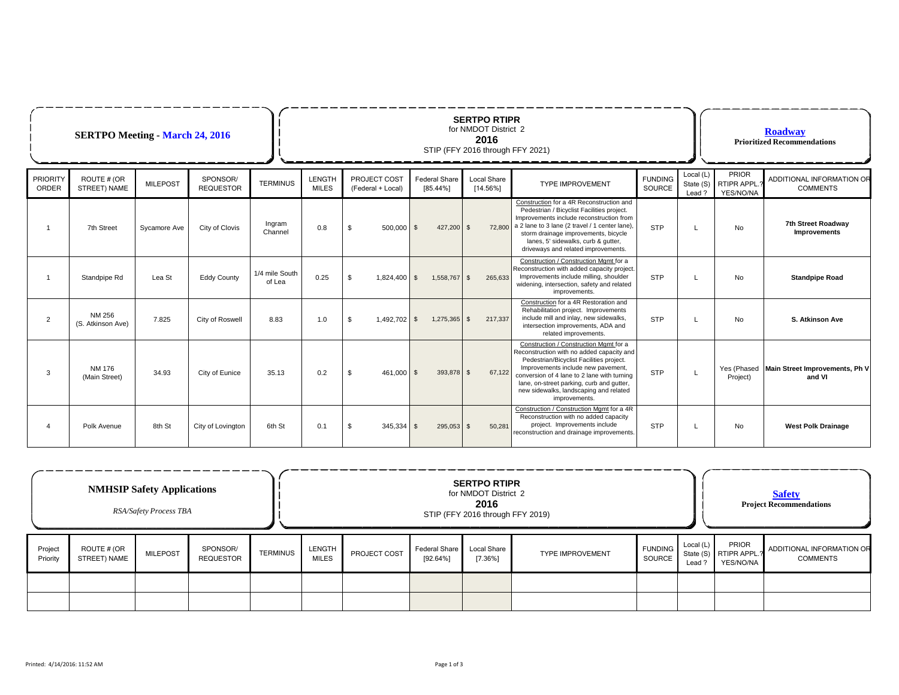**SERTPO Meeting - March 24, 2016**

**SERTPO RTIPR**
for NMDOT District 2
**2016**
STIP (FFY 2016 through FFY 2021)

**Roadway**
**Prioritized Recommendations**

| PRIORITY ORDER | ROUTE # (OR STREET) NAME | MILEPOST | SPONSOR/ REQUESTOR | TERMINUS | LENGTH MILES | PROJECT COST (Federal + Local) | Federal Share [85.44%] | Local Share [14.56%] | TYPE IMPROVEMENT | FUNDING SOURCE | Local (L) State (S) Lead ? | PRIOR RTIPR APPL.? YES/NO/NA | ADDITIONAL INFORMATION OR COMMENTS |
|---|---|---|---|---|---|---|---|---|---|---|---|---|---|
| 1 | 7th Street | Sycamore Ave | City of Clovis | Ingram Channel | 0.8 | $ 500,000 | $ 427,200 | $ 72,800 | Construction for a 4R Reconstruction and Pedestrian / Bicyclist Facilities project. Improvements include reconstruction from a 2 lane to 3 lane (2 travel / 1 center lane), storm drainage improvements, bicycle lanes, 5' sidewalks, curb & gutter, driveways and related improvements. | STP | L | No | **7th Street Roadway Improvements** |
| 1 | Standpipe Rd | Lea St | Eddy County | 1/4 mile South of Lea | 0.25 | $ 1,824,400 | $ 1,558,767 | $ 265,633 | Construction / Construction Mgmt for a Reconstruction with added capacity project. Improvements include milling, shoulder widening, intersection, safety and related improvements. | STP | L | No | **Standpipe Road** |
| 2 | NM 256 (S. Atkinson Ave) | 7.825 | City of Roswell | 8.83 | 1.0 | $ 1,492,702 | $ 1,275,365 | $ 217,337 | Construction for a 4R Restoration and Rehabilitation project. Improvements include mill and inlay, new sidewalks, intersection improvements, ADA and related improvements. | STP | L | No | **S. Atkinson Ave** |
| 3 | NM 176 (Main Street) | 34.93 | City of Eunice | 35.13 | 0.2 | $ 461,000 | $ 393,878 | $ 67,122 | Construction / Construction Mgmt for a Reconstruction with no added capacity and Pedestrian/Bicyclist Facilities project. Improvements include new pavement, conversion of 4 lane to 2 lane with turning lane, on-street parking, curb and gutter, new sidewalks, landscaping and related improvements. | STP | L | Yes (Phased Project) | **Main Street Improvements, Ph V and VI** |
| 4 | Polk Avenue | 8th St | City of Lovington | 6th St | 0.1 | $ 345,334 | $ 295,053 | $ 50,281 | Construction / Construction Mgmt for a 4R Reconstruction with no added capacity project. Improvements include reconstruction and drainage improvements. | STP | L | No | **West Polk Drainage** |

**NMHSIP Safety Applications**

*RSA/Safety Process TBA*

**SERTPO RTIPR**
for NMDOT District 2
**2016**
STIP (FFY 2016 through FFY 2019)

**Safety**
**Project Recommendations**

| Project Priority | ROUTE # (OR STREET) NAME | MILEPOST | SPONSOR/ REQUESTOR | TERMINUS | LENGTH MILES | PROJECT COST | Federal Share [92.64%] | Local Share [7.36%] | TYPE IMPROVEMENT | FUNDING SOURCE | Local (L) State (S) Lead ? | PRIOR RTIPR APPL.? YES/NO/NA | ADDITIONAL INFORMATION OR COMMENTS |
|---|---|---|---|---|---|---|---|---|---|---|---|---|---|
| | | | | | | | | | | | | | |
| | | | | | | | | | | | | | |

Printed: 4/14/2016: 11:52 AM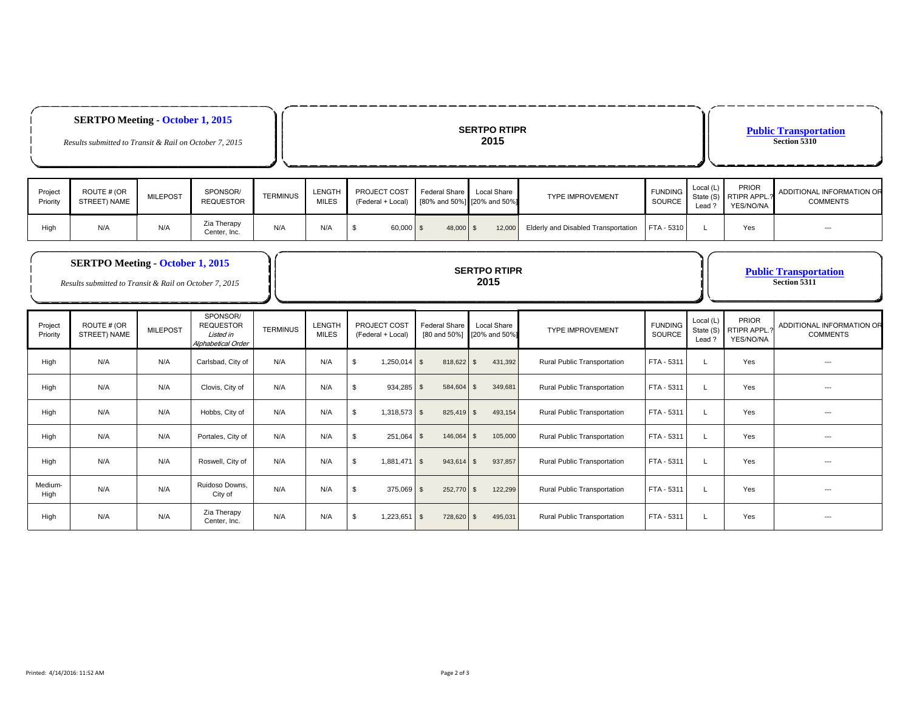**SERTPO Meeting - October 1, 2015**

*Results submitted to Transit & Rail on October 7, 2015*

**SERTPO RTIPR 2015**

**Public Transportation**
**Section 5310**

| Project Priority | ROUTE # (OR STREET) NAME | MILEPOST | SPONSOR/ REQUESTOR | TERMINUS | LENGTH MILES | PROJECT COST (Federal + Local) | Federal Share [80% and 50%] | Local Share [20% and 50%] | TYPE IMPROVEMENT | FUNDING SOURCE | Local (L) State (S) Lead ? | PRIOR RTIPR APPL.? YES/NO/NA | ADDITIONAL INFORMATION OR COMMENTS |
|---|---|---|---|---|---|---|---|---|---|---|---|---|---|
| High | N/A | N/A | Zia Therapy Center, Inc. | N/A | N/A | $ 60,000 | $ 48,000 | $ 12,000 | Elderly and Disabled Transportation | FTA - 5310 | L | Yes | --- |

**SERTPO Meeting - October 1, 2015**

*Results submitted to Transit & Rail on October 7, 2015*

**SERTPO RTIPR 2015**

**Public Transportation**
**Section 5311**

| Project Priority | ROUTE # (OR STREET) NAME | MILEPOST | SPONSOR/ REQUESTOR *Listed in Alphabetical Order* | TERMINUS | LENGTH MILES | PROJECT COST (Federal + Local) | Federal Share [80 and 50%] | Local Share [20% and 50%] | TYPE IMPROVEMENT | FUNDING SOURCE | Local (L) State (S) Lead ? | PRIOR RTIPR APPL.? YES/NO/NA | ADDITIONAL INFORMATION OR COMMENTS |
|---|---|---|---|---|---|---|---|---|---|---|---|---|---|
| High | N/A | N/A | Carlsbad, City of | N/A | N/A | $ 1,250,014 | $ 818,622 | $ 431,392 | Rural Public Transportation | FTA - 5311 | L | Yes | --- |
| High | N/A | N/A | Clovis, City of | N/A | N/A | $ 934,285 | $ 584,604 | $ 349,681 | Rural Public Transportation | FTA - 5311 | L | Yes | --- |
| High | N/A | N/A | Hobbs, City of | N/A | N/A | $ 1,318,573 | $ 825,419 | $ 493,154 | Rural Public Transportation | FTA - 5311 | L | Yes | --- |
| High | N/A | N/A | Portales, City of | N/A | N/A | $ 251,064 | $ 146,064 | $ 105,000 | Rural Public Transportation | FTA - 5311 | L | Yes | --- |
| High | N/A | N/A | Roswell, City of | N/A | N/A | $ 1,881,471 | $ 943,614 | $ 937,857 | Rural Public Transportation | FTA - 5311 | L | Yes | --- |
| Medium-High | N/A | N/A | Ruidoso Downs, City of | N/A | N/A | $ 375,069 | $ 252,770 | $ 122,299 | Rural Public Transportation | FTA - 5311 | L | Yes | --- |
| High | N/A | N/A | Zia Therapy Center, Inc. | N/A | N/A | $ 1,223,651 | $ 728,620 | $ 495,031 | Rural Public Transportation | FTA - 5311 | L | Yes | --- |

Printed: 4/14/2016: 11:52 AM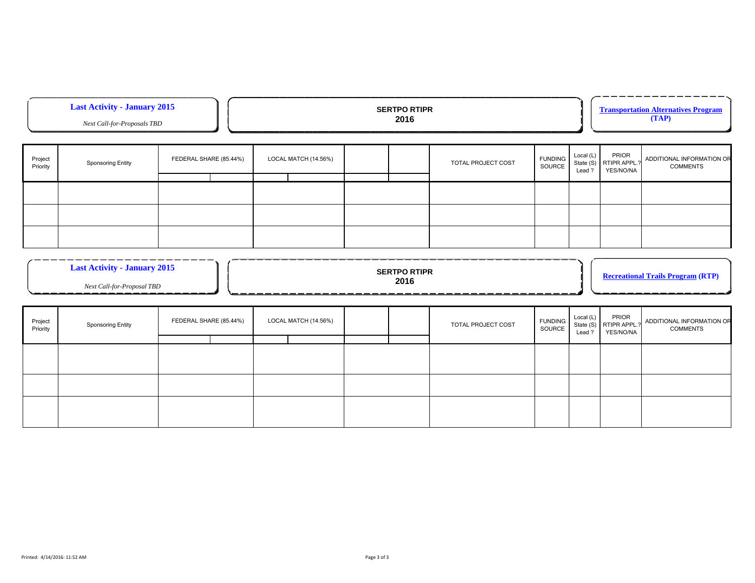**Last Activity - January 2015**

*Next Call-for-Proposals TBD*

**SERTPO RTIPR**
**2016**

**Transportation Alternatives Program (TAP)**

| Project Priority | Sponsoring Entity | FEDERAL SHARE (85.44%) | LOCAL MATCH (14.56%) | | TOTAL PROJECT COST | FUNDING SOURCE | Local (L) State (S) Lead ? | PRIOR RTIPR APPL.? YES/NO/NA | ADDITIONAL INFORMATION OR COMMENTS |
|---|---|---|---|---|---|---|---|---|---|
| | | | | | | | | | |
| | | | | | | | | | |
| | | | | | | | | | |

**Last Activity - January 2015**

*Next Call-for-Proposal TBD*

**SERTPO RTIPR**
**2016**

**Recreational Trails Program (RTP)**

| Project Priority | Sponsoring Entity | FEDERAL SHARE (85.44%) | LOCAL MATCH (14.56%) | | TOTAL PROJECT COST | FUNDING SOURCE | Local (L) State (S) Lead ? | PRIOR RTIPR APPL.? YES/NO/NA | ADDITIONAL INFORMATION OR COMMENTS |
|---|---|---|---|---|---|---|---|---|---|
| | | | | | | | | | |
| | | | | | | | | | |
| | | | | | | | | | |

Printed: 4/14/2016: 11:52 AM